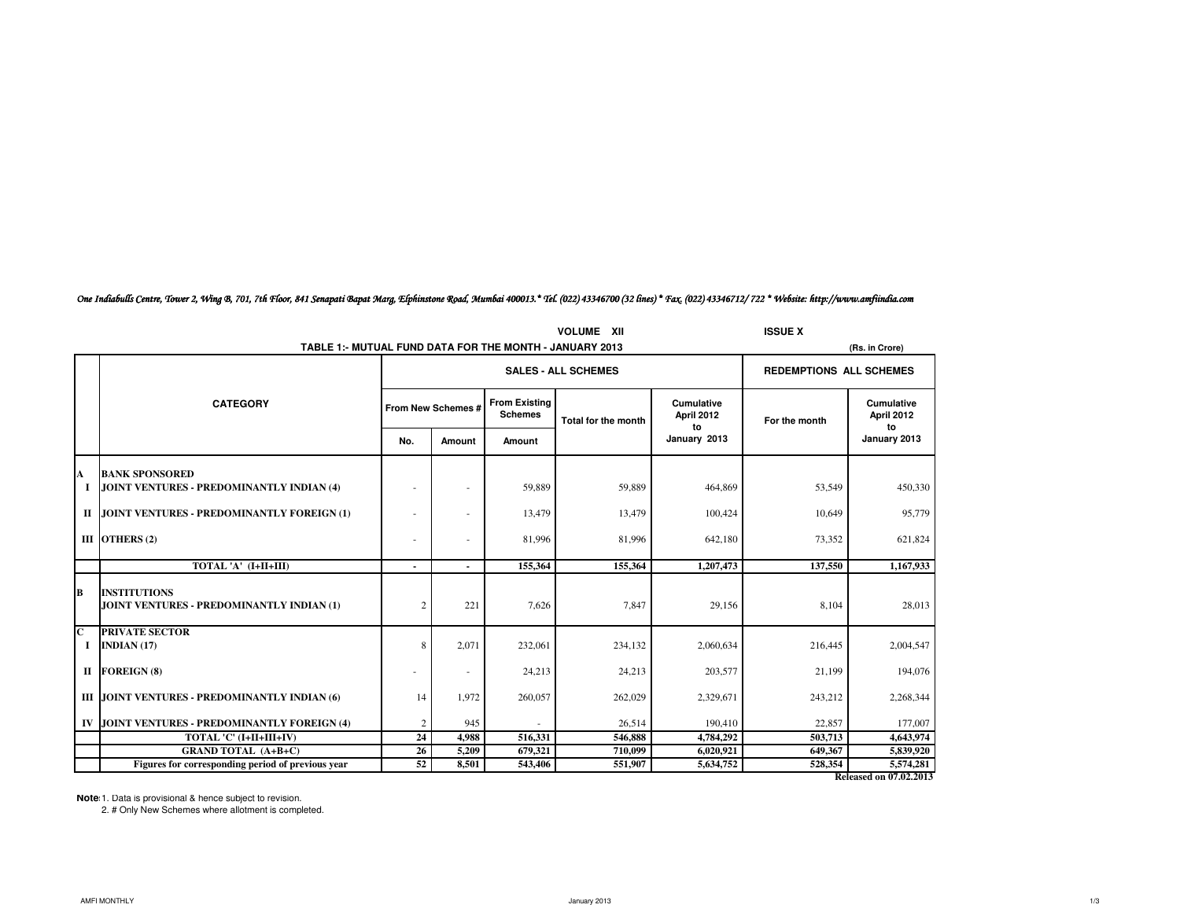*One Indiabulls Centre, Tower 2, Wing B, 701, 7th Floor, 841 Senapati Bapat Marg, Elphinstone Road, Mumbai 400013.* Tel. (022) 43346700 (32 lines) * Fax. (022) 43346712/ 722 * Website: http://www.amfiindia.com*

VOLUME XII ISSUE X

## TABLE 1:- MUTUAL FUND DATA FOR THE MONTH - JANUARY 2013

(Rs. in Crore)

| | CATEGORY | SALES - ALL SCHEMES | | | | | REDEMPTIONS ALL SCHEMES | |
|---|---|---|---|---|---|---|---|---|
| | | From New Schemes # | | From Existing Schemes | Total for the month | Cumulative April 2012 to January 2013 | For the month | Cumulative April 2012 to January 2013 |
| | | No. | Amount | Amount | | | | |
| A | **BANK SPONSORED** | | | | | | | |
| I | **JOINT VENTURES - PREDOMINANTLY INDIAN (4)** | - | - | 59,889 | 59,889 | 464,869 | 53,549 | 450,330 |
| II | **JOINT VENTURES - PREDOMINANTLY FOREIGN (1)** | - | - | 13,479 | 13,479 | 100,424 | 10,649 | 95,779 |
| III | **OTHERS (2)** | - | - | 81,996 | 81,996 | 642,180 | 73,352 | 621,824 |
| | **TOTAL 'A' (I+II+III)** | **-** | **-** | **155,364** | **155,364** | **1,207,473** | **137,550** | **1,167,933** |
| B | **INSTITUTIONS** | | | | | | | |
| | **JOINT VENTURES - PREDOMINANTLY INDIAN (1)** | 2 | 221 | 7,626 | 7,847 | 29,156 | 8,104 | 28,013 |
| C | **PRIVATE SECTOR** | | | | | | | |
| I | **INDIAN (17)** | 8 | 2,071 | 232,061 | 234,132 | 2,060,634 | 216,445 | 2,004,547 |
| II | **FOREIGN (8)** | - | - | 24,213 | 24,213 | 203,577 | 21,199 | 194,076 |
| III | **JOINT VENTURES - PREDOMINANTLY INDIAN (6)** | 14 | 1,972 | 260,057 | 262,029 | 2,329,671 | 243,212 | 2,268,344 |
| IV | **JOINT VENTURES - PREDOMINANTLY FOREIGN (4)** | 2 | 945 | - | 26,514 | 190,410 | 22,857 | 177,007 |
| | **TOTAL 'C' (I+II+III+IV)** | **24** | **4,988** | **516,331** | **546,888** | **4,784,292** | **503,713** | **4,643,974** |
| | **GRAND TOTAL (A+B+C)** | **26** | **5,209** | **679,321** | **710,099** | **6,020,921** | **649,367** | **5,839,920** |
| | **Figures for corresponding period of previous year** | **52** | **8,501** | **543,406** | **551,907** | **5,634,752** | **528,354** | **5,574,281** |

**Released on 07.02.2013**

**Note**:1. Data is provisional & hence subject to revision.

2. # Only New Schemes where allotment is completed.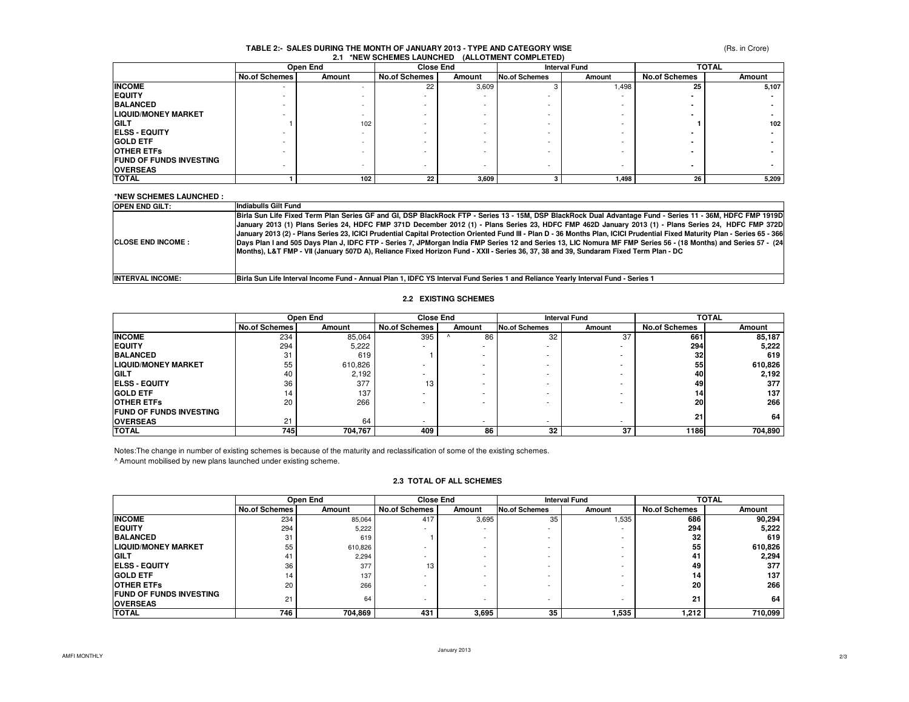## TABLE 2:- SALES DURING THE MONTH OF JANUARY 2013 - TYPE AND CATEGORY WISE

(Rs. in Crore)

### 2.1 *NEW SCHEMES LAUNCHED (ALLOTMENT COMPLETED)

| | Open End | | Close End | | Interval Fund | | TOTAL | |
|---|---|---|---|---|---|---|---|---|
| | No.of Schemes | Amount | No.of Schemes | Amount | No.of Schemes | Amount | No.of Schemes | Amount |
| **INCOME** | - | - | 22 | 3,609 | 3 | 1,498 | **25** | **5,107** |
| **EQUITY** | - | - | - | - | - | - | **-** | **-** |
| **BALANCED** | - | - | - | - | - | - | **-** | **-** |
| **LIQUID/MONEY MARKET** | - | - | - | - | - | - | **-** | **-** |
| **GILT** | 1 | 102 | - | - | - | - | **1** | **102** |
| **ELSS - EQUITY** | - | - | - | - | - | - | **-** | **-** |
| **GOLD ETF** | - | - | - | - | - | - | **-** | **-** |
| **OTHER ETFs** | - | - | - | - | - | - | **-** | **-** |
| **FUND OF FUNDS INVESTING OVERSEAS** | - | - | - | - | - | - | **-** | **-** |
| **TOTAL** | **1** | **102** | **22** | **3,609** | **3** | **1,498** | **26** | **5,209** |

**\*NEW SCHEMES LAUNCHED :**

| | |
|---|---|
| **OPEN END GILT:** | **Indiabulls Gilt Fund** |
| **CLOSE END INCOME :** | **Birla Sun Life Fixed Term Plan Series GF and GI, DSP BlackRock FTP - Series 13 - 15M, DSP BlackRock Dual Advantage Fund - Series 11 - 36M, HDFC FMP 1919D January 2013 (1) Plans Series 24, HDFC FMP 371D December 2012 (1) - Plans Series 23, HDFC FMP 462D January 2013 (1) - Plans Series 24, HDFC FMP 372D January 2013 (2) - Plans Series 23, ICICI Prudential Capital Protection Oriented Fund III - Plan D - 36 Months Plan, ICICI Prudential Fixed Maturity Plan - Series 65 - 366 Days Plan I and 505 Days Plan J, IDFC FTP - Series 7, JPMorgan India FMP Series 12 and Series 13, LIC Nomura MF FMP Series 56 - (18 Months) and Series 57 - (24 Months), L&T FMP - VII (January 507D A), Reliance Fixed Horizon Fund - XXII - Series 36, 37, 38 and 39, Sundaram Fixed Term Plan - DC** |
| **INTERVAL INCOME:** | **Birla Sun Life Interval Income Fund - Annual Plan 1, IDFC YS Interval Fund Series 1 and Reliance Yearly Interval Fund - Series 1** |

### 2.2 EXISTING SCHEMES

| | Open End | | Close End | | Interval Fund | | TOTAL | |
|---|---|---|---|---|---|---|---|---|
| | No.of Schemes | Amount | No.of Schemes | Amount | No.of Schemes | Amount | No.of Schemes | Amount |
| **INCOME** | 234 | 85,064 | 395 | ^ 86 | 32 | 37 | **661** | **85,187** |
| **EQUITY** | 294 | 5,222 | - | - | - | - | **294** | **5,222** |
| **BALANCED** | 31 | 619 | 1 | - | - | - | **32** | **619** |
| **LIQUID/MONEY MARKET** | 55 | 610,826 | - | - | - | - | **55** | **610,826** |
| **GILT** | 40 | 2,192 | - | - | - | - | **40** | **2,192** |
| **ELSS - EQUITY** | 36 | 377 | 13 | - | - | - | **49** | **377** |
| **GOLD ETF** | 14 | 137 | - | - | - | - | **14** | **137** |
| **OTHER ETFs** | 20 | 266 | - | - | - | - | **20** | **266** |
| **FUND OF FUNDS INVESTING OVERSEAS** | 21 | 64 | - | - | - | - | **21** | **64** |
| **TOTAL** | **745** | **704,767** | **409** | **86** | **32** | **37** | **1186** | **704,890** |

Notes:The change in number of existing schemes is because of the maturity and reclassification of some of the existing schemes.

^ Amount mobilised by new plans launched under existing scheme.

### 2.3 TOTAL OF ALL SCHEMES

| | Open End | | Close End | | Interval Fund | | TOTAL | |
|---|---|---|---|---|---|---|---|---|
| | No.of Schemes | Amount | No.of Schemes | Amount | No.of Schemes | Amount | No.of Schemes | Amount |
| **INCOME** | 234 | 85,064 | 417 | 3,695 | 35 | 1,535 | **686** | **90,294** |
| **EQUITY** | 294 | 5,222 | - | - | - | - | **294** | **5,222** |
| **BALANCED** | 31 | 619 | 1 | - | - | - | **32** | **619** |
| **LIQUID/MONEY MARKET** | 55 | 610,826 | - | - | - | - | **55** | **610,826** |
| **GILT** | 41 | 2,294 | - | - | - | - | **41** | **2,294** |
| **ELSS - EQUITY** | 36 | 377 | 13 | - | - | - | **49** | **377** |
| **GOLD ETF** | 14 | 137 | - | - | - | - | **14** | **137** |
| **OTHER ETFs** | 20 | 266 | - | - | - | - | **20** | **266** |
| **FUND OF FUNDS INVESTING OVERSEAS** | 21 | 64 | - | - | - | - | **21** | **64** |
| **TOTAL** | **746** | **704,869** | **431** | **3,695** | **35** | **1,535** | **1,212** | **710,099** |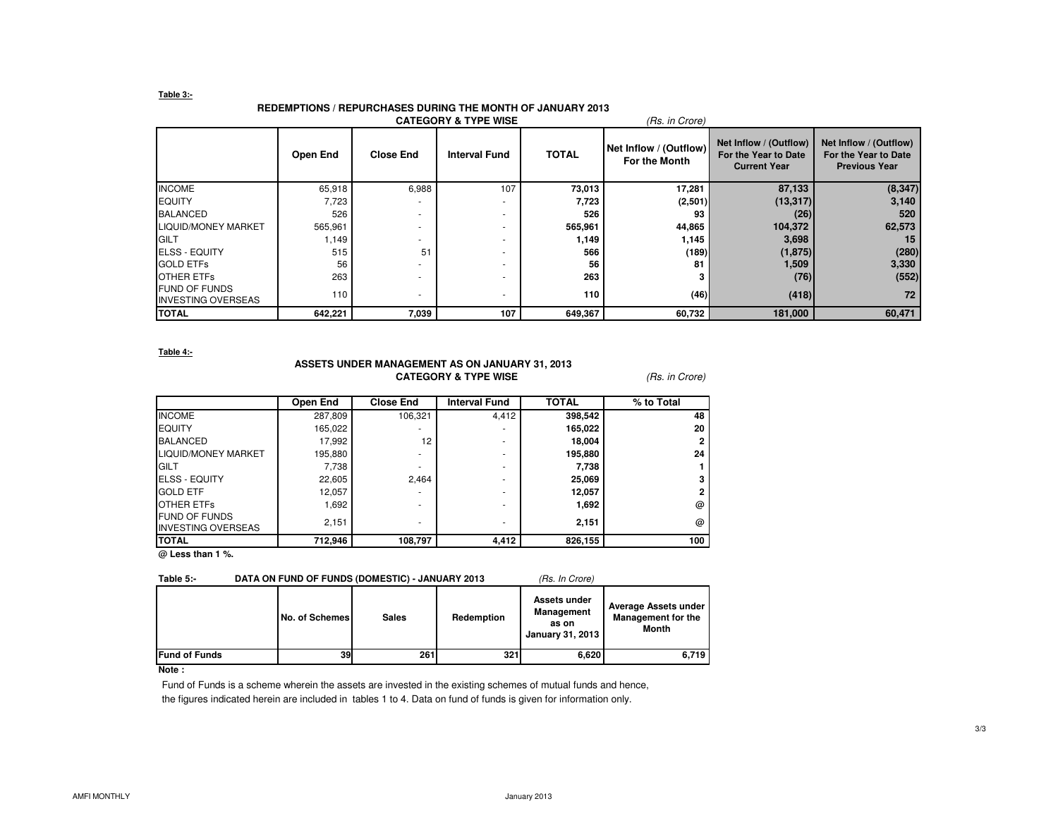**Table 3:-**

### REDEMPTIONS / REPURCHASES DURING THE MONTH OF JANUARY 2013
**CATEGORY & TYPE WISE**

*(Rs. in Crore)*

| | Open End | Close End | Interval Fund | TOTAL | Net Inflow / (Outflow) For the Month | Net Inflow / (Outflow) For the Year to Date Current Year | Net Inflow / (Outflow) For the Year to Date Previous Year |
|---|---|---|---|---|---|---|---|
| INCOME | 65,918 | 6,988 | 107 | **73,013** | **17,281** | **87,133** | **(8,347)** |
| EQUITY | 7,723 | - | - | **7,723** | **(2,501)** | **(13,317)** | **3,140** |
| BALANCED | 526 | - | - | **526** | **93** | **(26)** | **520** |
| LIQUID/MONEY MARKET | 565,961 | - | - | **565,961** | **44,865** | **104,372** | **62,573** |
| GILT | 1,149 | - | - | **1,149** | **1,145** | **3,698** | **15** |
| ELSS - EQUITY | 515 | 51 | - | **566** | **(189)** | **(1,875)** | **(280)** |
| GOLD ETFs | 56 | - | - | **56** | **81** | **1,509** | **3,330** |
| OTHER ETFs | 263 | - | - | **263** | **3** | **(76)** | **(552)** |
| FUND OF FUNDS INVESTING OVERSEAS | 110 | - | - | **110** | **(46)** | **(418)** | **72** |
| **TOTAL** | **642,221** | **7,039** | **107** | **649,367** | **60,732** | **181,000** | **60,471** |

**Table 4:-**

### ASSETS UNDER MANAGEMENT AS ON JANUARY 31, 2013
**CATEGORY & TYPE WISE**

*(Rs. in Crore)*

| | Open End | Close End | Interval Fund | TOTAL | % to Total |
|---|---|---|---|---|---|
| INCOME | 287,809 | 106,321 | 4,412 | **398,542** | **48** |
| EQUITY | 165,022 | - | - | **165,022** | **20** |
| BALANCED | 17,992 | 12 | - | **18,004** | **2** |
| LIQUID/MONEY MARKET | 195,880 | - | - | **195,880** | **24** |
| GILT | 7,738 | - | - | **7,738** | **1** |
| ELSS - EQUITY | 22,605 | 2,464 | - | **25,069** | **3** |
| GOLD ETF | 12,057 | - | - | **12,057** | **2** |
| OTHER ETFs | 1,692 | - | - | **1,692** | **@** |
| FUND OF FUNDS INVESTING OVERSEAS | 2,151 | - | - | **2,151** | **@** |
| **TOTAL** | **712,946** | **108,797** | **4,412** | **826,155** | **100** |

**@ Less than 1 %.**

**Table 5:-** **DATA ON FUND OF FUNDS (DOMESTIC) - JANUARY 2013** *(Rs. In Crore)*

| | No. of Schemes | Sales | Redemption | Assets under Management as on January 31, 2013 | Average Assets under Management for the Month |
|---|---|---|---|---|---|
| **Fund of Funds** | **39** | **261** | **321** | **6,620** | **6,719** |

**Note :**

Fund of Funds is a scheme wherein the assets are invested in the existing schemes of mutual funds and hence, the figures indicated herein are included in tables 1 to 4. Data on fund of funds is given for information only.